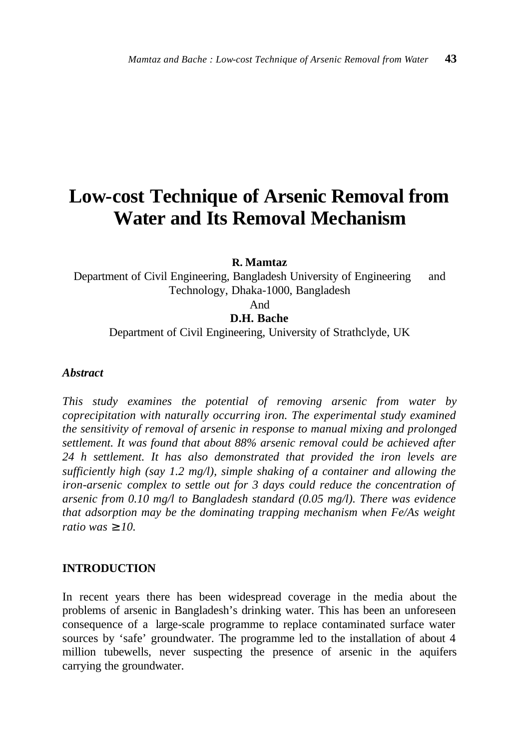# Low-cost Technique of Arsenic Removal from Water and Its Removal Mechanism

**R. Mamtaz**
Department of Civil Engineering, Bangladesh University of Engineering and Technology, Dhaka-1000, Bangladesh
And
**D.H. Bache**
Department of Civil Engineering, University of Strathclyde, UK

***Abstract***

*This study examines the potential of removing arsenic from water by coprecipitation with naturally occurring iron. The experimental study examined the sensitivity of removal of arsenic in response to manual mixing and prolonged settlement. It was found that about 88% arsenic removal could be achieved after 24 h settlement. It has also demonstrated that provided the iron levels are sufficiently high (say 1.2 mg/l), simple shaking of a container and allowing the iron-arsenic complex to settle out for 3 days could reduce the concentration of arsenic from 0.10 mg/l to Bangladesh standard (0.05 mg/l). There was evidence that adsorption may be the dominating trapping mechanism when Fe/As weight ratio was* $\geq 10$.

## INTRODUCTION

In recent years there has been widespread coverage in the media about the problems of arsenic in Bangladesh's drinking water. This has been an unforeseen consequence of a large-scale programme to replace contaminated surface water sources by 'safe' groundwater. The programme led to the installation of about 4 million tubewells, never suspecting the presence of arsenic in the aquifers carrying the groundwater.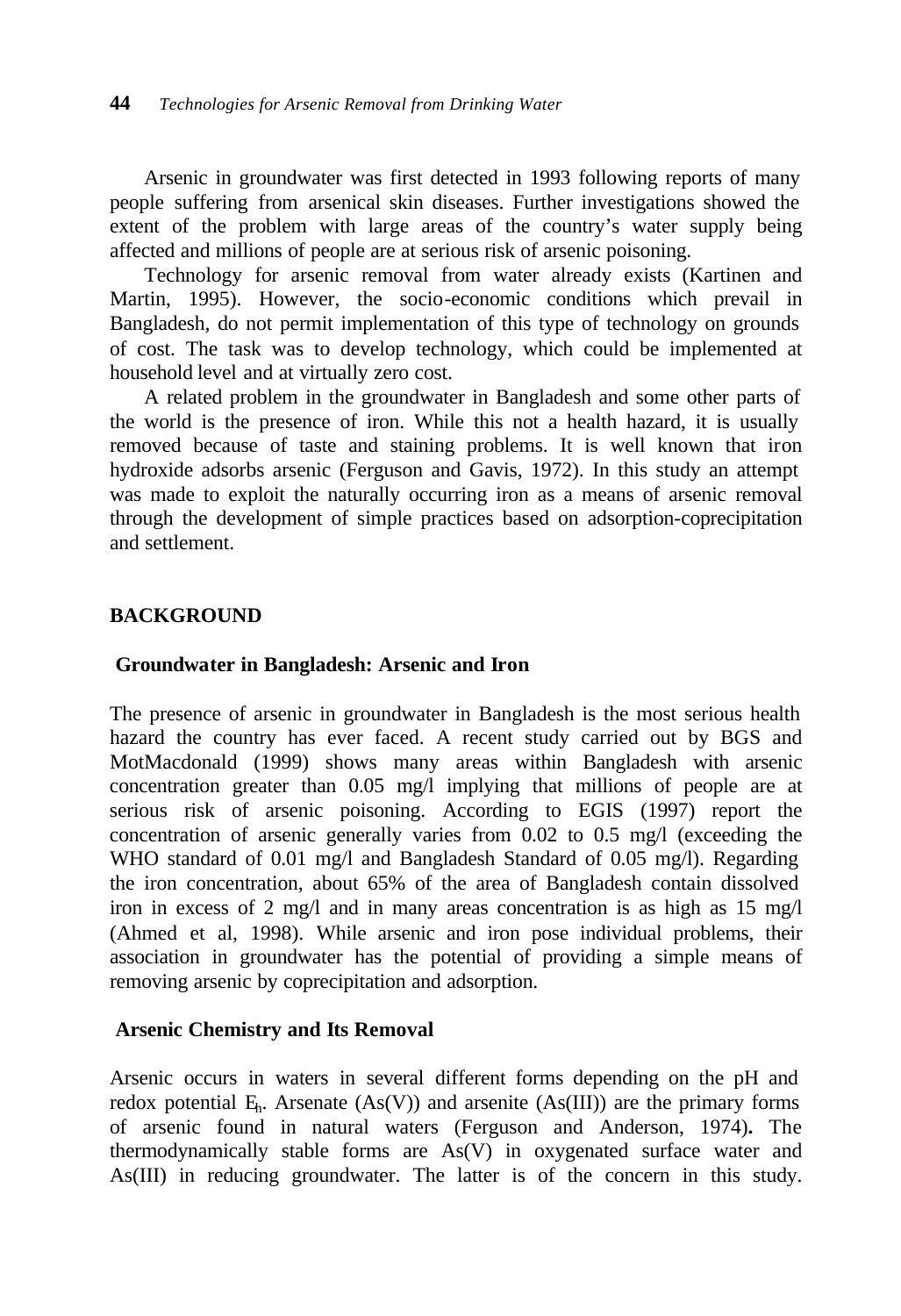Arsenic in groundwater was first detected in 1993 following reports of many people suffering from arsenical skin diseases. Further investigations showed the extent of the problem with large areas of the country's water supply being affected and millions of people are at serious risk of arsenic poisoning.

Technology for arsenic removal from water already exists (Kartinen and Martin, 1995). However, the socio-economic conditions which prevail in Bangladesh, do not permit implementation of this type of technology on grounds of cost. The task was to develop technology, which could be implemented at household level and at virtually zero cost.

A related problem in the groundwater in Bangladesh and some other parts of the world is the presence of iron. While this not a health hazard, it is usually removed because of taste and staining problems. It is well known that iron hydroxide adsorbs arsenic (Ferguson and Gavis, 1972). In this study an attempt was made to exploit the naturally occurring iron as a means of arsenic removal through the development of simple practices based on adsorption-coprecipitation and settlement.

## BACKGROUND

### Groundwater in Bangladesh: Arsenic and Iron

The presence of arsenic in groundwater in Bangladesh is the most serious health hazard the country has ever faced. A recent study carried out by BGS and MotMacdonald (1999) shows many areas within Bangladesh with arsenic concentration greater than 0.05 mg/l implying that millions of people are at serious risk of arsenic poisoning. According to EGIS (1997) report the concentration of arsenic generally varies from 0.02 to 0.5 mg/l (exceeding the WHO standard of 0.01 mg/l and Bangladesh Standard of 0.05 mg/l). Regarding the iron concentration, about 65% of the area of Bangladesh contain dissolved iron in excess of 2 mg/l and in many areas concentration is as high as 15 mg/l (Ahmed et al, 1998). While arsenic and iron pose individual problems, their association in groundwater has the potential of providing a simple means of removing arsenic by coprecipitation and adsorption.

### Arsenic Chemistry and Its Removal

Arsenic occurs in waters in several different forms depending on the pH and redox potential $E_h$. Arsenate (As(V)) and arsenite (As(III)) are the primary forms of arsenic found in natural waters (Ferguson and Anderson, 1974). The thermodynamically stable forms are As(V) in oxygenated surface water and As(III) in reducing groundwater. The latter is of the concern in this study.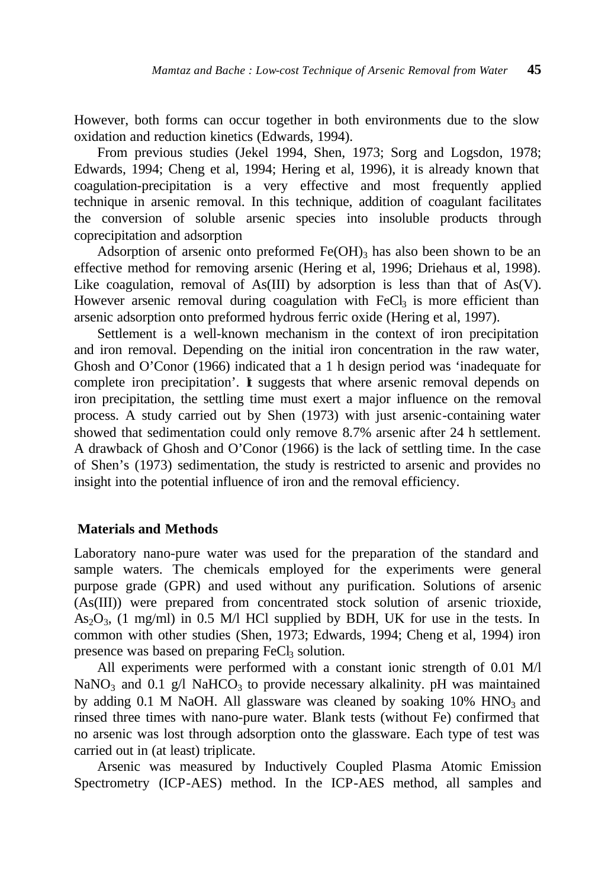However, both forms can occur together in both environments due to the slow oxidation and reduction kinetics (Edwards, 1994).

From previous studies (Jekel 1994, Shen, 1973; Sorg and Logsdon, 1978; Edwards, 1994; Cheng et al, 1994; Hering et al, 1996), it is already known that coagulation-precipitation is a very effective and most frequently applied technique in arsenic removal. In this technique, addition of coagulant facilitates the conversion of soluble arsenic species into insoluble products through coprecipitation and adsorption

Adsorption of arsenic onto preformed $Fe(OH)_3$ has also been shown to be an effective method for removing arsenic (Hering et al, 1996; Driehaus et al, 1998). Like coagulation, removal of As(III) by adsorption is less than that of As(V). However arsenic removal during coagulation with $FeCl_3$ is more efficient than arsenic adsorption onto preformed hydrous ferric oxide (Hering et al, 1997).

Settlement is a well-known mechanism in the context of iron precipitation and iron removal. Depending on the initial iron concentration in the raw water, Ghosh and O'Conor (1966) indicated that a 1 h design period was 'inadequate for complete iron precipitation'. It suggests that where arsenic removal depends on iron precipitation, the settling time must exert a major influence on the removal process. A study carried out by Shen (1973) with just arsenic-containing water showed that sedimentation could only remove 8.7% arsenic after 24 h settlement. A drawback of Ghosh and O'Conor (1966) is the lack of settling time. In the case of Shen's (1973) sedimentation, the study is restricted to arsenic and provides no insight into the potential influence of iron and the removal efficiency.

## Materials and Methods

Laboratory nano-pure water was used for the preparation of the standard and sample waters. The chemicals employed for the experiments were general purpose grade (GPR) and used without any purification. Solutions of arsenic (As(III)) were prepared from concentrated stock solution of arsenic trioxide, $As_2O_3$, (1 mg/ml) in 0.5 M/l HCl supplied by BDH, UK for use in the tests. In common with other studies (Shen, 1973; Edwards, 1994; Cheng et al, 1994) iron presence was based on preparing $FeCl_3$ solution.

All experiments were performed with a constant ionic strength of 0.01 M/l $NaNO_3$ and 0.1 g/l $NaHCO_3$ to provide necessary alkalinity. pH was maintained by adding 0.1 M NaOH. All glassware was cleaned by soaking 10% $HNO_3$ and rinsed three times with nano-pure water. Blank tests (without Fe) confirmed that no arsenic was lost through adsorption onto the glassware. Each type of test was carried out in (at least) triplicate.

Arsenic was measured by Inductively Coupled Plasma Atomic Emission Spectrometry (ICP-AES) method. In the ICP-AES method, all samples and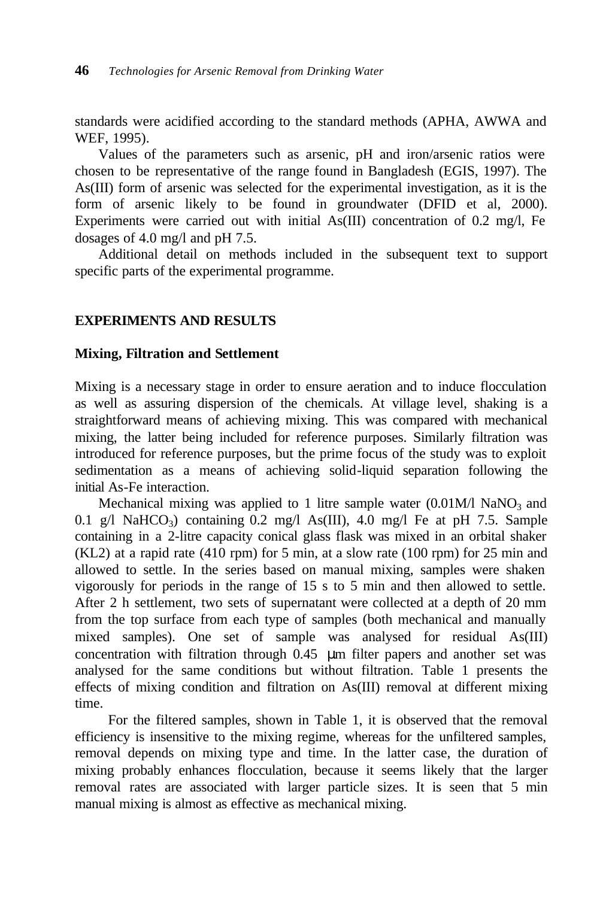standards were acidified according to the standard methods (APHA, AWWA and WEF, 1995).

Values of the parameters such as arsenic, pH and iron/arsenic ratios were chosen to be representative of the range found in Bangladesh (EGIS, 1997). The As(III) form of arsenic was selected for the experimental investigation, as it is the form of arsenic likely to be found in groundwater (DFID et al, 2000). Experiments were carried out with initial As(III) concentration of 0.2 mg/l, Fe dosages of 4.0 mg/l and pH 7.5.

Additional detail on methods included in the subsequent text to support specific parts of the experimental programme.

## EXPERIMENTS AND RESULTS

### Mixing, Filtration and Settlement

Mixing is a necessary stage in order to ensure aeration and to induce flocculation as well as assuring dispersion of the chemicals. At village level, shaking is a straightforward means of achieving mixing. This was compared with mechanical mixing, the latter being included for reference purposes. Similarly filtration was introduced for reference purposes, but the prime focus of the study was to exploit sedimentation as a means of achieving solid-liquid separation following the initial As-Fe interaction.

Mechanical mixing was applied to 1 litre sample water (0.01M/l $NaNO_3$ and 0.1 g/l $NaHCO_3$) containing 0.2 mg/l As(III), 4.0 mg/l Fe at pH 7.5. Sample containing in a 2-litre capacity conical glass flask was mixed in an orbital shaker (KL2) at a rapid rate (410 rpm) for 5 min, at a slow rate (100 rpm) for 25 min and allowed to settle. In the series based on manual mixing, samples were shaken vigorously for periods in the range of 15 s to 5 min and then allowed to settle. After 2 h settlement, two sets of supernatant were collected at a depth of 20 mm from the top surface from each type of samples (both mechanical and manually mixed samples). One set of sample was analysed for residual As(III) concentration with filtration through 0.45 μm filter papers and another set was analysed for the same conditions but without filtration. Table 1 presents the effects of mixing condition and filtration on As(III) removal at different mixing time.

For the filtered samples, shown in Table 1, it is observed that the removal efficiency is insensitive to the mixing regime, whereas for the unfiltered samples, removal depends on mixing type and time. In the latter case, the duration of mixing probably enhances flocculation, because it seems likely that the larger removal rates are associated with larger particle sizes. It is seen that 5 min manual mixing is almost as effective as mechanical mixing.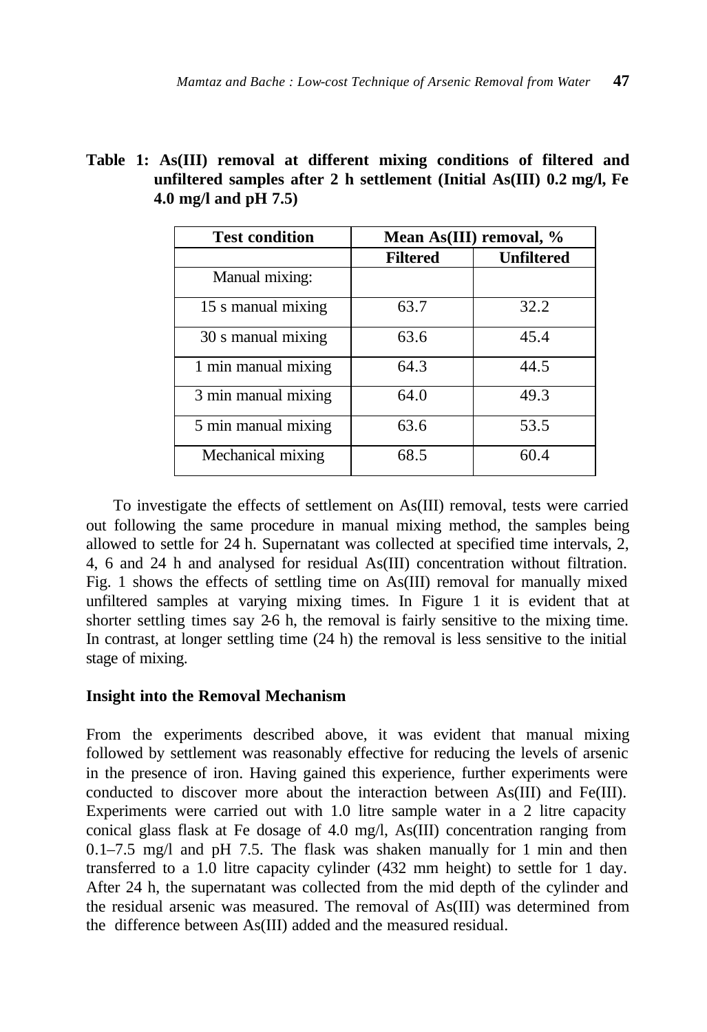**Table 1: As(III) removal at different mixing conditions of filtered and unfiltered samples after 2 h settlement (Initial As(III) 0.2 mg/l, Fe 4.0 mg/l and pH 7.5)**

| Test condition | Mean As(III) removal, % | |
|---|---|---|
| | Filtered | Unfiltered |
| Manual mixing: | | |
| 15 s manual mixing | 63.7 | 32.2 |
| 30 s manual mixing | 63.6 | 45.4 |
| 1 min manual mixing | 64.3 | 44.5 |
| 3 min manual mixing | 64.0 | 49.3 |
| 5 min manual mixing | 63.6 | 53.5 |
| Mechanical mixing | 68.5 | 60.4 |

To investigate the effects of settlement on As(III) removal, tests were carried out following the same procedure in manual mixing method, the samples being allowed to settle for 24 h. Supernatant was collected at specified time intervals, 2, 4, 6 and 24 h and analysed for residual As(III) concentration without filtration. Fig. 1 shows the effects of settling time on As(III) removal for manually mixed unfiltered samples at varying mixing times. In Figure 1 it is evident that at shorter settling times say 2-6 h, the removal is fairly sensitive to the mixing time. In contrast, at longer settling time (24 h) the removal is less sensitive to the initial stage of mixing.

**Insight into the Removal Mechanism**

From the experiments described above, it was evident that manual mixing followed by settlement was reasonably effective for reducing the levels of arsenic in the presence of iron. Having gained this experience, further experiments were conducted to discover more about the interaction between As(III) and Fe(III). Experiments were carried out with 1.0 litre sample water in a 2 litre capacity conical glass flask at Fe dosage of 4.0 mg/l, As(III) concentration ranging from 0.1–7.5 mg/l and pH 7.5. The flask was shaken manually for 1 min and then transferred to a 1.0 litre capacity cylinder (432 mm height) to settle for 1 day. After 24 h, the supernatant was collected from the mid depth of the cylinder and the residual arsenic was measured. The removal of As(III) was determined from the difference between As(III) added and the measured residual.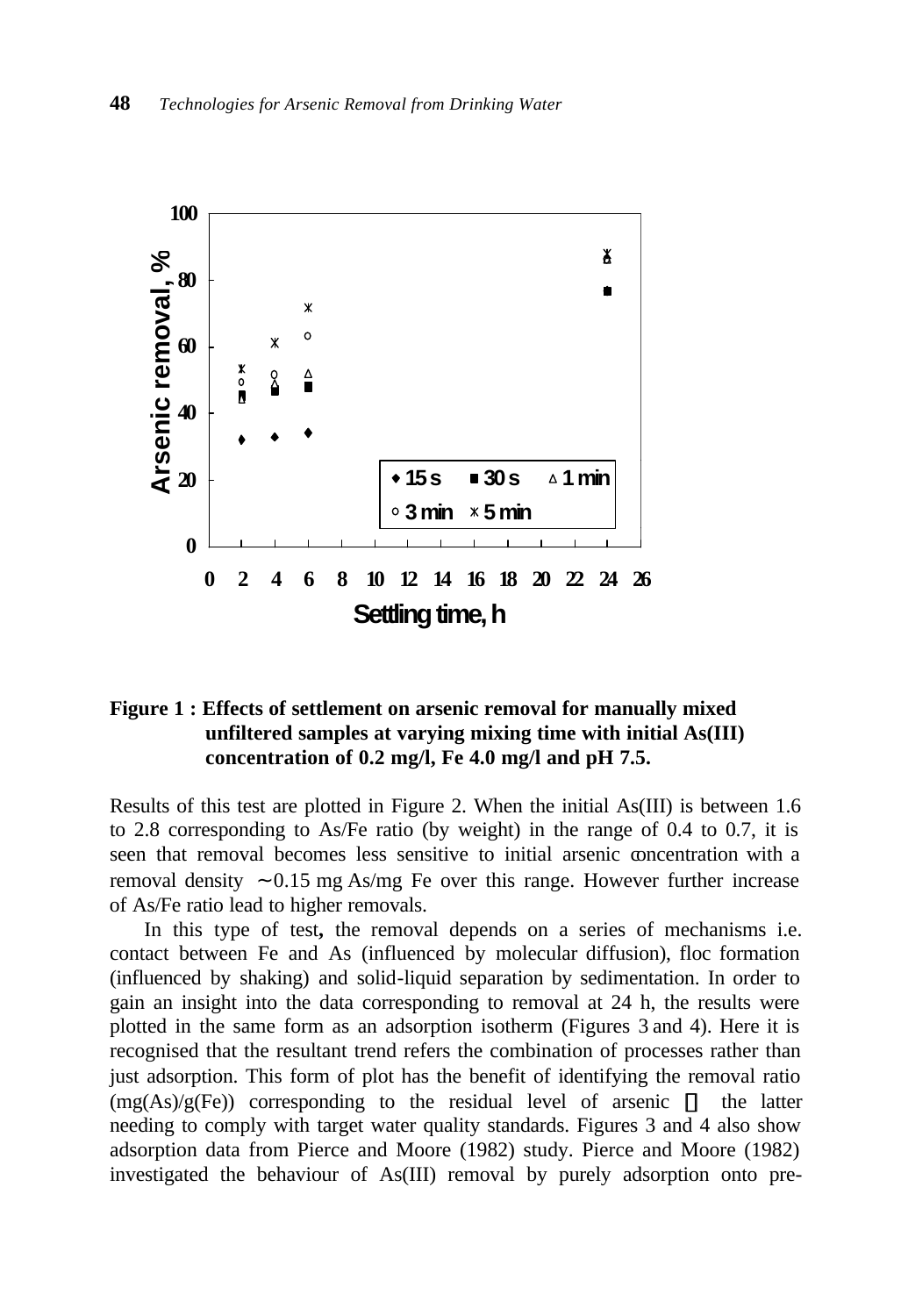**Figure 1 : Effects of settlement on arsenic removal for manually mixed unfiltered samples at varying mixing time with initial As(III) concentration of 0.2 mg/l, Fe 4.0 mg/l and pH 7.5.**

Results of this test are plotted in Figure 2. When the initial As(III) is between 1.6 to 2.8 corresponding to As/Fe ratio (by weight) in the range of 0.4 to 0.7, it is seen that removal becomes less sensitive to initial arsenic concentration with a removal density ~0.15 mg As/mg Fe over this range. However further increase of As/Fe ratio lead to higher removals.

In this type of test**,** the removal depends on a series of mechanisms i.e. contact between Fe and As (influenced by molecular diffusion), floc formation (influenced by shaking) and solid-liquid separation by sedimentation. In order to gain an insight into the data corresponding to removal at 24 h, the results were plotted in the same form as an adsorption isotherm (Figures 3 and 4). Here it is recognised that the resultant trend refers the combination of processes rather than just adsorption. This form of plot has the benefit of identifying the removal ratio (mg(As)/g(Fe)) corresponding to the residual level of arsenic – the latter needing to comply with target water quality standards. Figures 3 and 4 also show adsorption data from Pierce and Moore (1982) study. Pierce and Moore (1982) investigated the behaviour of As(III) removal by purely adsorption onto pre-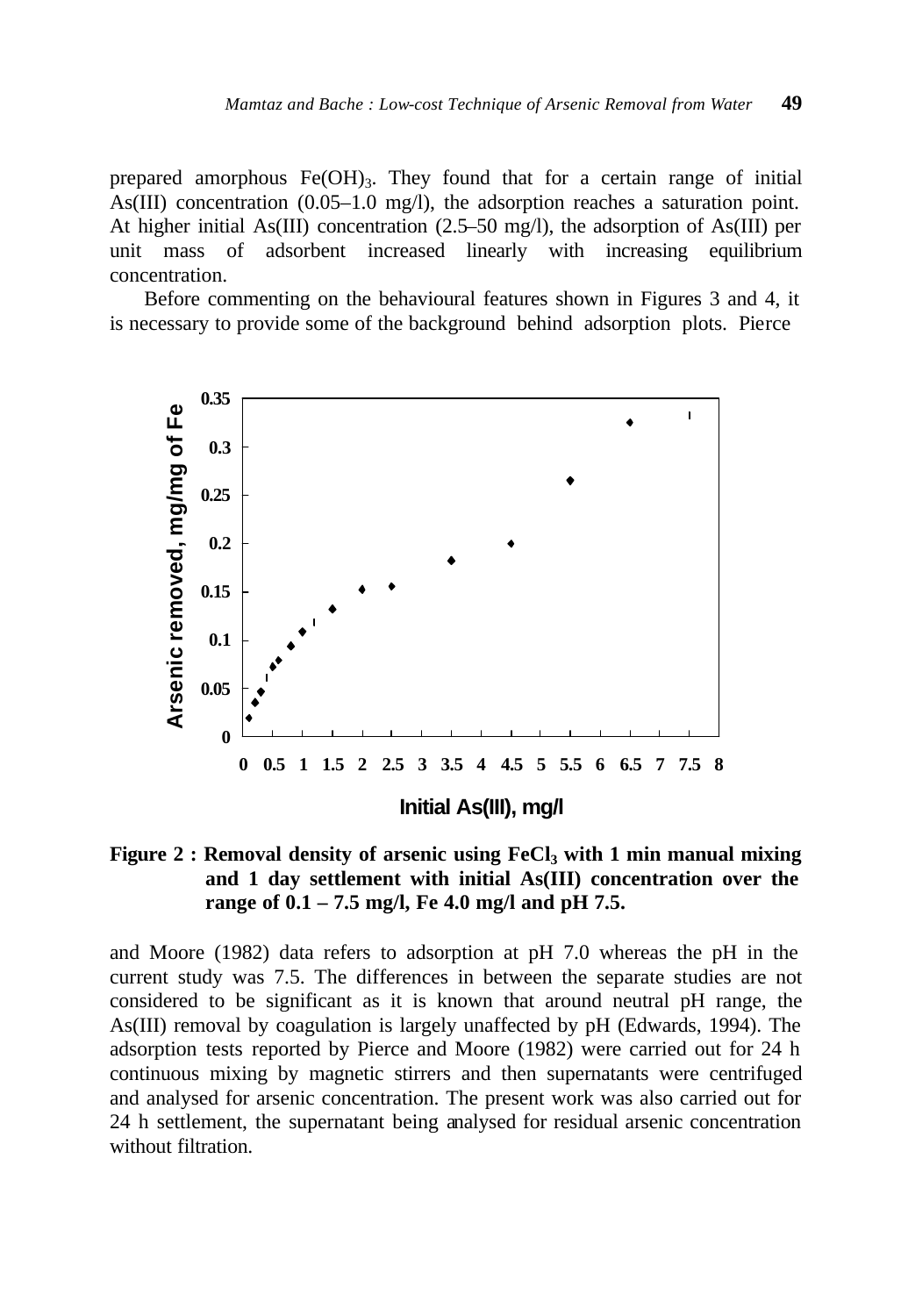prepared amorphous $Fe(OH)_3$. They found that for a certain range of initial As(III) concentration (0.05–1.0 mg/l), the adsorption reaches a saturation point. At higher initial As(III) concentration (2.5–50 mg/l), the adsorption of As(III) per unit mass of adsorbent increased linearly with increasing equilibrium concentration.

Before commenting on the behavioural features shown in Figures 3 and 4, it is necessary to provide some of the background behind adsorption plots. Pierce

**Figure 2 : Removal density of arsenic using $FeCl_3$ with 1 min manual mixing and 1 day settlement with initial As(III) concentration over the range of 0.1 – 7.5 mg/l, Fe 4.0 mg/l and pH 7.5.**

and Moore (1982) data refers to adsorption at pH 7.0 whereas the pH in the current study was 7.5. The differences in between the separate studies are not considered to be significant as it is known that around neutral pH range, the As(III) removal by coagulation is largely unaffected by pH (Edwards, 1994). The adsorption tests reported by Pierce and Moore (1982) were carried out for 24 h continuous mixing by magnetic stirrers and then supernatants were centrifuged and analysed for arsenic concentration. The present work was also carried out for 24 h settlement, the supernatant being analysed for residual arsenic concentration without filtration.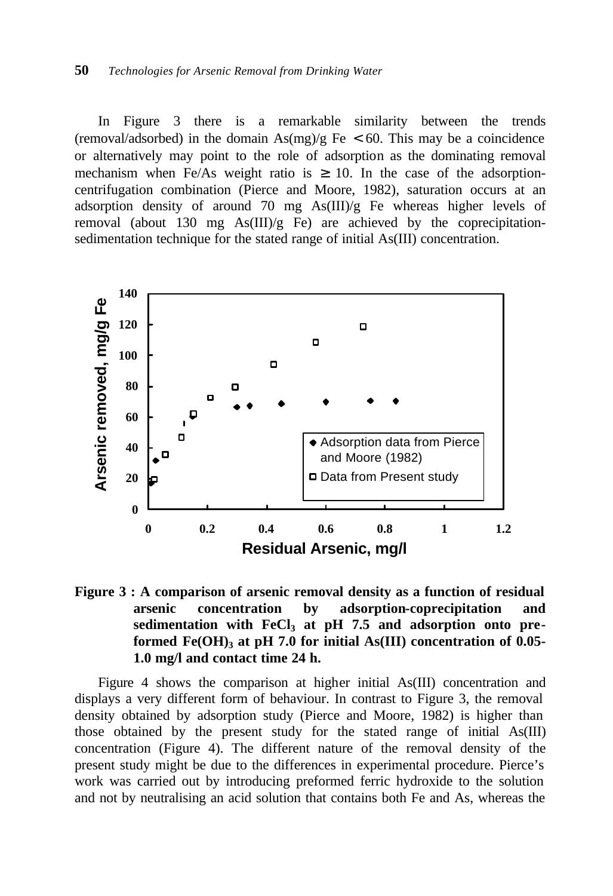In Figure 3 there is a remarkable similarity between the trends (removal/adsorbed) in the domain As(mg)/g Fe $< 60$. This may be a coincidence or alternatively may point to the role of adsorption as the dominating removal mechanism when Fe/As weight ratio is $\geq 10$. In the case of the adsorption-centrifugation combination (Pierce and Moore, 1982), saturation occurs at an adsorption density of around 70 mg As(III)/g Fe whereas higher levels of removal (about 130 mg As(III)/g Fe) are achieved by the coprecipitation-sedimentation technique for the stated range of initial As(III) concentration.

**Figure 3 : A comparison of arsenic removal density as a function of residual arsenic concentration by adsorption-coprecipitation and sedimentation with $FeCl_3$ at pH 7.5 and adsorption onto pre-formed $Fe(OH)_3$ at pH 7.0 for initial As(III) concentration of 0.05-1.0 mg/l and contact time 24 h.**

Figure 4 shows the comparison at higher initial As(III) concentration and displays a very different form of behaviour. In contrast to Figure 3, the removal density obtained by adsorption study (Pierce and Moore, 1982) is higher than those obtained by the present study for the stated range of initial As(III) concentration (Figure 4). The different nature of the removal density of the present study might be due to the differences in experimental procedure. Pierce's work was carried out by introducing preformed ferric hydroxide to the solution and not by neutralising an acid solution that contains both Fe and As, whereas the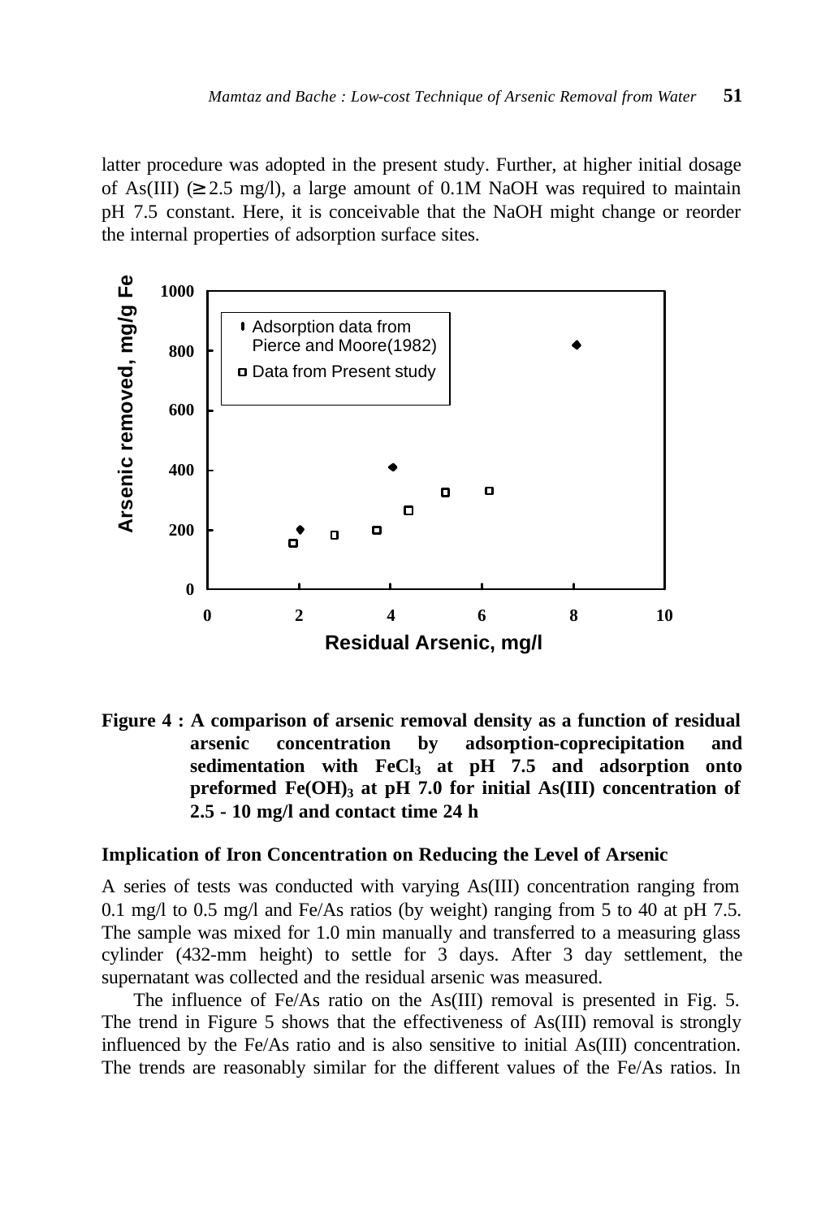latter procedure was adopted in the present study. Further, at higher initial dosage of As(III) (≥ 2.5 mg/l), a large amount of 0.1M NaOH was required to maintain pH 7.5 constant. Here, it is conceivable that the NaOH might change or reorder the internal properties of adsorption surface sites.

**Figure 4 : A comparison of arsenic removal density as a function of residual arsenic concentration by adsorption-coprecipitation and sedimentation with $FeCl_3$ at pH 7.5 and adsorption onto preformed $Fe(OH)_3$ at pH 7.0 for initial As(III) concentration of 2.5 - 10 mg/l and contact time 24 h**

### Implication of Iron Concentration on Reducing the Level of Arsenic

A series of tests was conducted with varying As(III) concentration ranging from 0.1 mg/l to 0.5 mg/l and Fe/As ratios (by weight) ranging from 5 to 40 at pH 7.5. The sample was mixed for 1.0 min manually and transferred to a measuring glass cylinder (432-mm height) to settle for 3 days. After 3 day settlement, the supernatant was collected and the residual arsenic was measured.

The influence of Fe/As ratio on the As(III) removal is presented in Fig. 5. The trend in Figure 5 shows that the effectiveness of As(III) removal is strongly influenced by the Fe/As ratio and is also sensitive to initial As(III) concentration. The trends are reasonably similar for the different values of the Fe/As ratios. In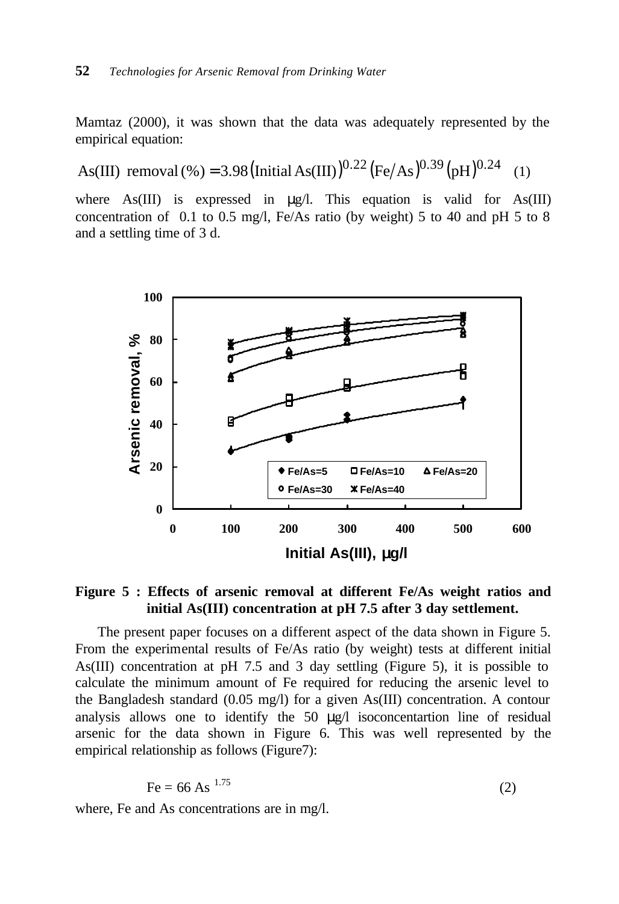Mamtaz (2000), it was shown that the data was adequately represented by the empirical equation:

$$\text{As(III) removal (\%)} = 3.98\left(\text{Initial As(III)}\right)^{0.22}\left(\text{Fe/As}\right)^{0.39}\left(\text{pH}\right)^{0.24} \quad (1)$$

where As(III) is expressed in μg/l. This equation is valid for As(III) concentration of 0.1 to 0.5 mg/l, Fe/As ratio (by weight) 5 to 40 and pH 5 to 8 and a settling time of 3 d.

**Figure 5 : Effects of arsenic removal at different Fe/As weight ratios and initial As(III) concentration at pH 7.5 after 3 day settlement.**

The present paper focuses on a different aspect of the data shown in Figure 5. From the experimental results of Fe/As ratio (by weight) tests at different initial As(III) concentration at pH 7.5 and 3 day settling (Figure 5), it is possible to calculate the minimum amount of Fe required for reducing the arsenic level to the Bangladesh standard (0.05 mg/l) for a given As(III) concentration. A contour analysis allows one to identify the 50 μg/l isoconcentartion line of residual arsenic for the data shown in Figure 6. This was well represented by the empirical relationship as follows (Figure7):

$$\text{Fe} = 66\ \text{As}^{1.75} \quad (2)$$

where, Fe and As concentrations are in mg/l.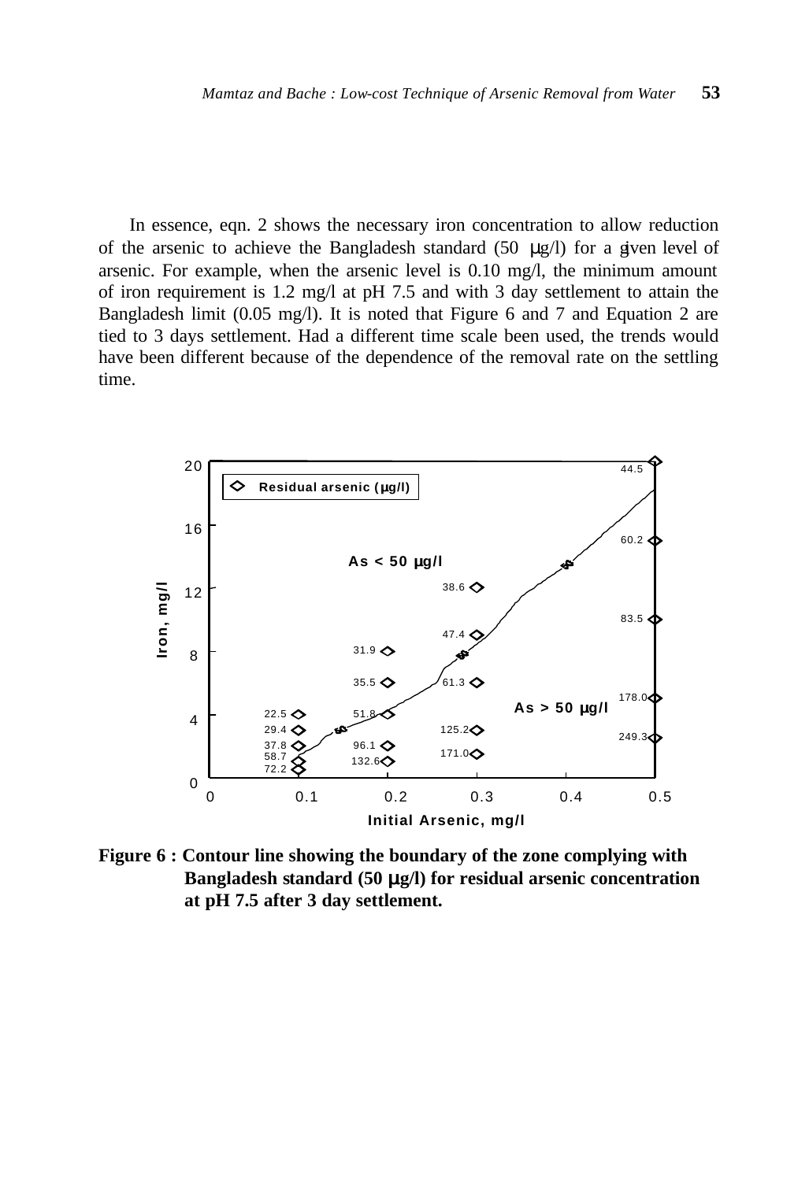In essence, eqn. 2 shows the necessary iron concentration to allow reduction of the arsenic to achieve the Bangladesh standard (50 μg/l) for a given level of arsenic. For example, when the arsenic level is 0.10 mg/l, the minimum amount of iron requirement is 1.2 mg/l at pH 7.5 and with 3 day settlement to attain the Bangladesh limit (0.05 mg/l). It is noted that Figure 6 and 7 and Equation 2 are tied to 3 days settlement. Had a different time scale been used, the trends would have been different because of the dependence of the removal rate on the settling time.

**Figure 6 : Contour line showing the boundary of the zone complying with Bangladesh standard (50 μg/l) for residual arsenic concentration at pH 7.5 after 3 day settlement.**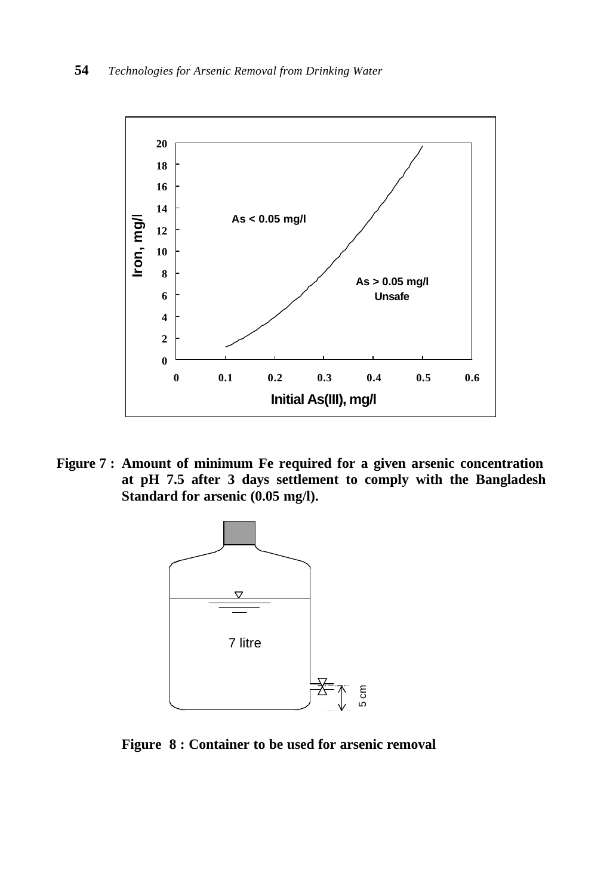**Figure 7 : Amount of minimum Fe required for a given arsenic concentration at pH 7.5 after 3 days settlement to comply with the Bangladesh Standard for arsenic (0.05 mg/l).**

**Figure 8 : Container to be used for arsenic removal**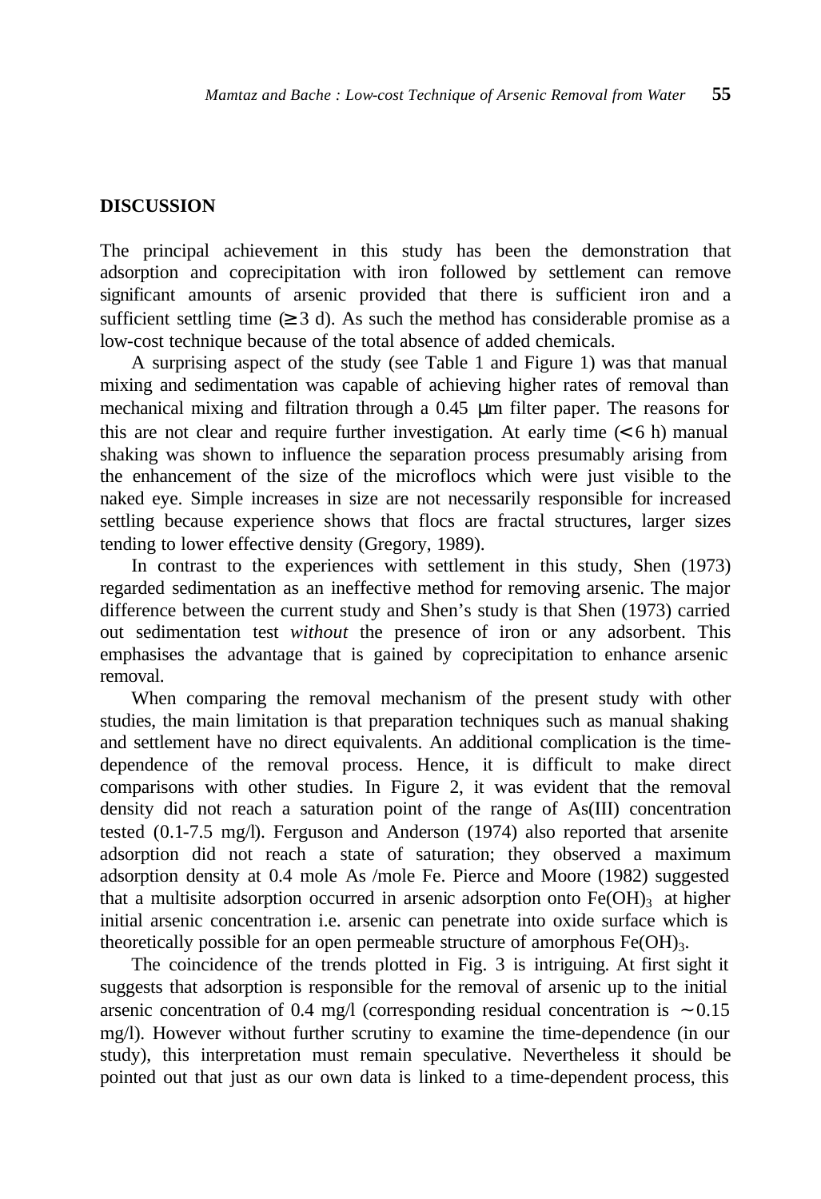## DISCUSSION

The principal achievement in this study has been the demonstration that adsorption and coprecipitation with iron followed by settlement can remove significant amounts of arsenic provided that there is sufficient iron and a sufficient settling time ($\geq 3$ d). As such the method has considerable promise as a low-cost technique because of the total absence of added chemicals.

A surprising aspect of the study (see Table 1 and Figure 1) was that manual mixing and sedimentation was capable of achieving higher rates of removal than mechanical mixing and filtration through a 0.45 μm filter paper. The reasons for this are not clear and require further investigation. At early time ($< 6$ h) manual shaking was shown to influence the separation process presumably arising from the enhancement of the size of the microflocs which were just visible to the naked eye. Simple increases in size are not necessarily responsible for increased settling because experience shows that flocs are fractal structures, larger sizes tending to lower effective density (Gregory, 1989).

In contrast to the experiences with settlement in this study, Shen (1973) regarded sedimentation as an ineffective method for removing arsenic. The major difference between the current study and Shen's study is that Shen (1973) carried out sedimentation test *without* the presence of iron or any adsorbent. This emphasises the advantage that is gained by coprecipitation to enhance arsenic removal.

When comparing the removal mechanism of the present study with other studies, the main limitation is that preparation techniques such as manual shaking and settlement have no direct equivalents. An additional complication is the time-dependence of the removal process. Hence, it is difficult to make direct comparisons with other studies. In Figure 2, it was evident that the removal density did not reach a saturation point of the range of As(III) concentration tested (0.1-7.5 mg/l). Ferguson and Anderson (1974) also reported that arsenite adsorption did not reach a state of saturation; they observed a maximum adsorption density at 0.4 mole As /mole Fe. Pierce and Moore (1982) suggested that a multisite adsorption occurred in arsenic adsorption onto $Fe(OH)_3$ at higher initial arsenic concentration i.e. arsenic can penetrate into oxide surface which is theoretically possible for an open permeable structure of amorphous $Fe(OH)_3$.

The coincidence of the trends plotted in Fig. 3 is intriguing. At first sight it suggests that adsorption is responsible for the removal of arsenic up to the initial arsenic concentration of 0.4 mg/l (corresponding residual concentration is $\sim 0.15$ mg/l). However without further scrutiny to examine the time-dependence (in our study), this interpretation must remain speculative. Nevertheless it should be pointed out that just as our own data is linked to a time-dependent process, this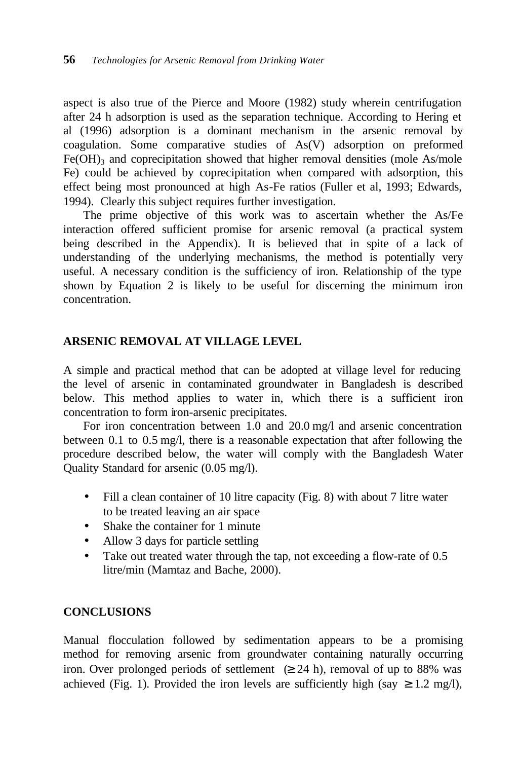aspect is also true of the Pierce and Moore (1982) study wherein centrifugation after 24 h adsorption is used as the separation technique. According to Hering et al (1996) adsorption is a dominant mechanism in the arsenic removal by coagulation. Some comparative studies of As(V) adsorption on preformed $Fe(OH)_3$ and coprecipitation showed that higher removal densities (mole As/mole Fe) could be achieved by coprecipitation when compared with adsorption, this effect being most pronounced at high As-Fe ratios (Fuller et al, 1993; Edwards, 1994). Clearly this subject requires further investigation.

The prime objective of this work was to ascertain whether the As/Fe interaction offered sufficient promise for arsenic removal (a practical system being described in the Appendix). It is believed that in spite of a lack of understanding of the underlying mechanisms, the method is potentially very useful. A necessary condition is the sufficiency of iron. Relationship of the type shown by Equation 2 is likely to be useful for discerning the minimum iron concentration.

## ARSENIC REMOVAL AT VILLAGE LEVEL

A simple and practical method that can be adopted at village level for reducing the level of arsenic in contaminated groundwater in Bangladesh is described below. This method applies to water in, which there is a sufficient iron concentration to form iron-arsenic precipitates.

For iron concentration between 1.0 and 20.0 mg/l and arsenic concentration between 0.1 to 0.5 mg/l, there is a reasonable expectation that after following the procedure described below, the water will comply with the Bangladesh Water Quality Standard for arsenic (0.05 mg/l).

- Fill a clean container of 10 litre capacity (Fig. 8) with about 7 litre water to be treated leaving an air space
- Shake the container for 1 minute
- Allow 3 days for particle settling
- Take out treated water through the tap, not exceeding a flow-rate of 0.5 litre/min (Mamtaz and Bache, 2000).

## CONCLUSIONS

Manual flocculation followed by sedimentation appears to be a promising method for removing arsenic from groundwater containing naturally occurring iron. Over prolonged periods of settlement ($\geq 24$ h), removal of up to 88% was achieved (Fig. 1). Provided the iron levels are sufficiently high (say $\geq 1.2$ mg/l),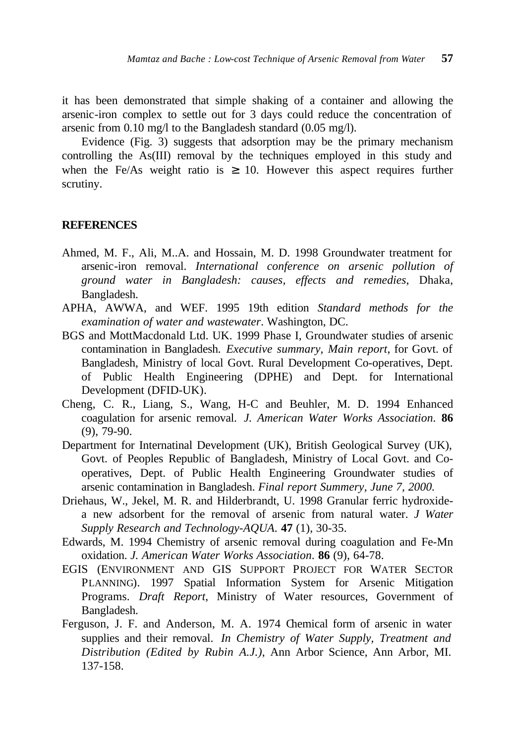it has been demonstrated that simple shaking of a container and allowing the arsenic-iron complex to settle out for 3 days could reduce the concentration of arsenic from 0.10 mg/l to the Bangladesh standard (0.05 mg/l).

Evidence (Fig. 3) suggests that adsorption may be the primary mechanism controlling the As(III) removal by the techniques employed in this study and when the Fe/As weight ratio is $\geq 10$. However this aspect requires further scrutiny.

## REFERENCES

Ahmed, M. F., Ali, M..A. and Hossain, M. D. 1998 Groundwater treatment for arsenic-iron removal. *International conference on arsenic pollution of ground water in Bangladesh: causes, effects and remedies*, Dhaka, Bangladesh.

APHA, AWWA, and WEF. 1995 19th edition *Standard methods for the examination of water and wastewater*. Washington, DC.

BGS and MottMacdonald Ltd. UK. 1999 Phase I, Groundwater studies of arsenic contamination in Bangladesh. *Executive summary, Main report,* for Govt. of Bangladesh, Ministry of local Govt. Rural Development Co-operatives, Dept. of Public Health Engineering (DPHE) and Dept. for International Development (DFID-UK).

Cheng, C. R., Liang, S., Wang, H-C and Beuhler, M. D. 1994 Enhanced coagulation for arsenic removal. *J. American Water Works Association*. **86** (9), 79-90.

Department for Internatinal Development (UK), British Geological Survey (UK), Govt. of Peoples Republic of Bangladesh, Ministry of Local Govt. and Co-operatives, Dept. of Public Health Engineering Groundwater studies of arsenic contamination in Bangladesh. *Final report Summery, June 7, 2000.*

Driehaus, W., Jekel, M. R. and Hilderbrandt, U. 1998 Granular ferric hydroxide-a new adsorbent for the removal of arsenic from natural water. *J Water Supply Research and Technology-AQUA*. **47** (1), 30-35.

Edwards, M. 1994 Chemistry of arsenic removal during coagulation and Fe-Mn oxidation. *J. American Water Works Association*. **86** (9), 64-78.

EGIS (ENVIRONMENT AND GIS SUPPORT PROJECT FOR WATER SECTOR PLANNING). 1997 Spatial Information System for Arsenic Mitigation Programs. *Draft Report*, Ministry of Water resources, Government of Bangladesh.

Ferguson, J. F. and Anderson, M. A. 1974 Chemical form of arsenic in water supplies and their removal. *In Chemistry of Water Supply, Treatment and Distribution (Edited by Rubin A.J.)*, Ann Arbor Science, Ann Arbor, MI. 137-158.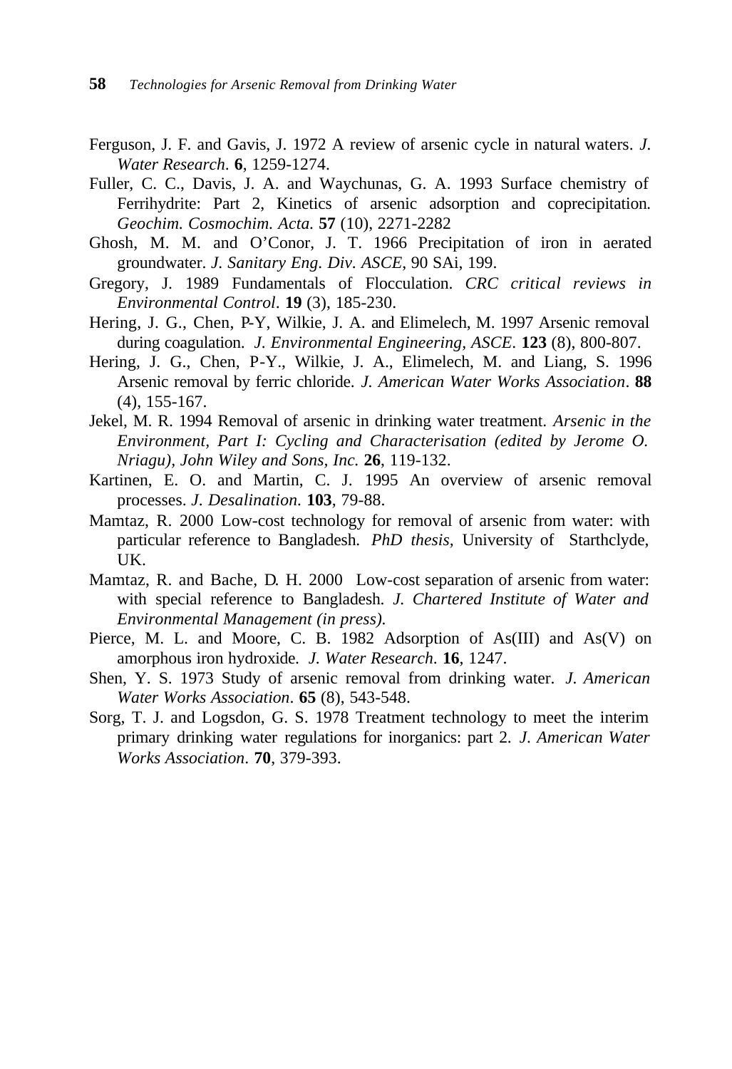Ferguson, J. F. and Gavis, J. 1972 A review of arsenic cycle in natural waters. *J. Water Research*. **6**, 1259-1274.

Fuller, C. C., Davis, J. A. and Waychunas, G. A. 1993 Surface chemistry of Ferrihydrite: Part 2, Kinetics of arsenic adsorption and coprecipitation. *Geochim. Cosmochim. Acta.* **57** (10), 2271-2282

Ghosh, M. M. and O'Conor, J. T. 1966 Precipitation of iron in aerated groundwater. *J. Sanitary Eng. Div. ASCE*, 90 SAi, 199.

Gregory, J. 1989 Fundamentals of Flocculation. *CRC critical reviews in Environmental Control*. **19** (3), 185-230.

Hering, J. G., Chen, P-Y, Wilkie, J. A. and Elimelech, M. 1997 Arsenic removal during coagulation. *J. Environmental Engineering, ASCE*. **123** (8), 800-807.

Hering, J. G., Chen, P-Y., Wilkie, J. A., Elimelech, M. and Liang, S. 1996 Arsenic removal by ferric chloride. *J. American Water Works Association*. **88** (4), 155-167.

Jekel, M. R. 1994 Removal of arsenic in drinking water treatment. *Arsenic in the Environment, Part I: Cycling and Characterisation (edited by Jerome O. Nriagu), John Wiley and Sons, Inc.* **26**, 119-132.

Kartinen, E. O. and Martin, C. J. 1995 An overview of arsenic removal processes. *J. Desalination*. **103**, 79-88.

Mamtaz, R. 2000 Low-cost technology for removal of arsenic from water: with particular reference to Bangladesh. *PhD thesis*, University of Starthclyde, UK.

Mamtaz, R. and Bache, D. H. 2000 Low-cost separation of arsenic from water: with special reference to Bangladesh. *J. Chartered Institute of Water and Environmental Management (in press).*

Pierce, M. L. and Moore, C. B. 1982 Adsorption of As(III) and As(V) on amorphous iron hydroxide. *J. Water Research*. **16**, 1247.

Shen, Y. S. 1973 Study of arsenic removal from drinking water. *J. American Water Works Association*. **65** (8), 543-548.

Sorg, T. J. and Logsdon, G. S. 1978 Treatment technology to meet the interim primary drinking water regulations for inorganics: part 2. *J. American Water Works Association*. **70**, 379-393.